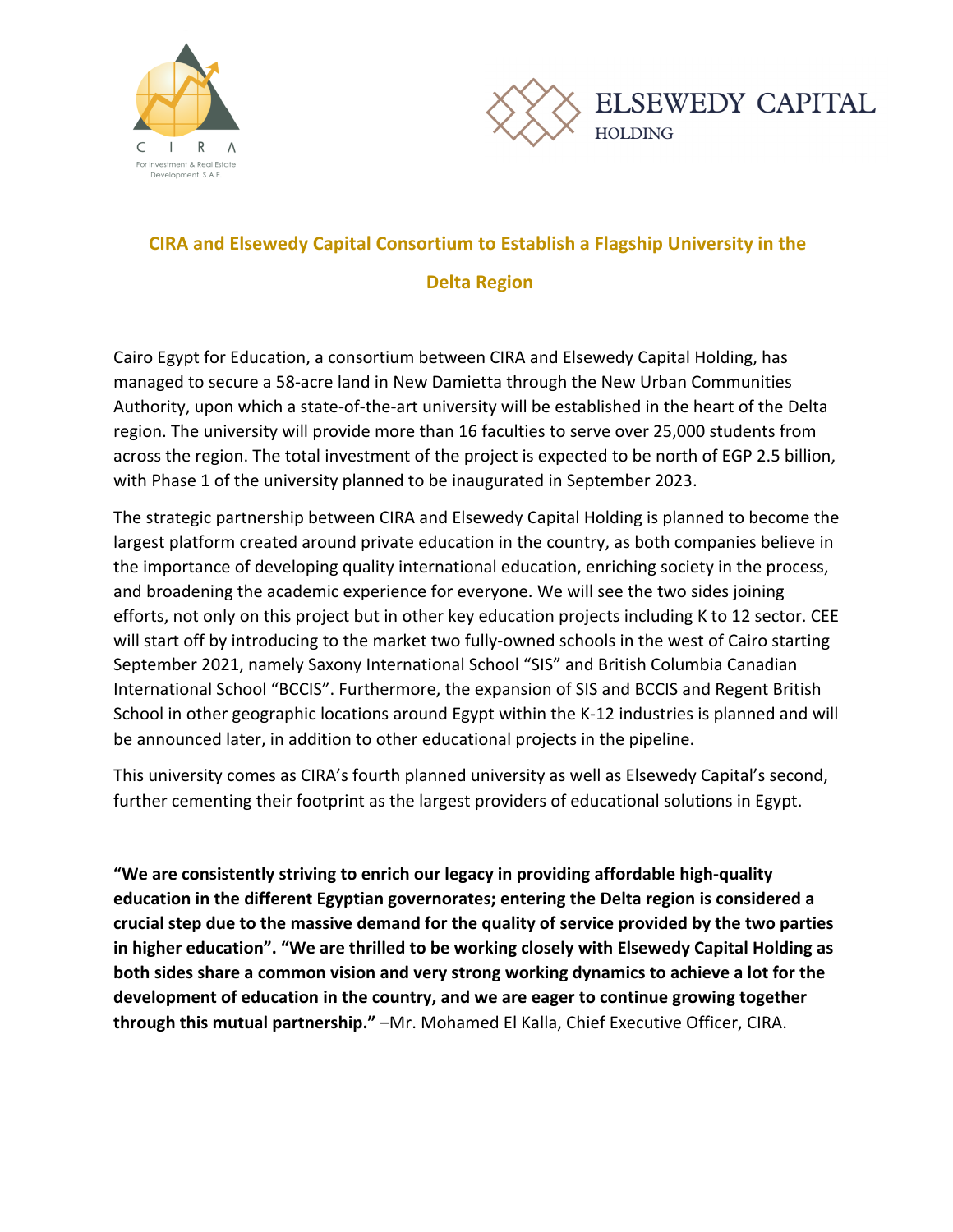## CIRA and Elsewedy Capital Consortium to Establish a Flagship University in the Delta Region

Cairo Egypt for Education, a consortium between CIRA and Elsewedy Capital Holding, has managed to secure a 58-acre land in New Damietta through the New Urban Communities Authority, upon which a state-of-the-art university will be established in the heart of the Delta region. The university will provide more than 16 faculties to serve over 25,000 students from across the region. The total investment of the project is expected to be north of EGP 2.5 billion, with Phase 1 of the university planned to be inaugurated in September 2023.

The strategic partnership between CIRA and Elsewedy Capital Holding is planned to become the largest platform created around private education in the country, as both companies believe in the importance of developing quality international education, enriching society in the process, and broadening the academic experience for everyone. We will see the two sides joining efforts, not only on this project but in other key education projects including K to 12 sector. CEE will start off by introducing to the market two fully-owned schools in the west of Cairo starting September 2021, namely Saxony International School "SIS" and British Columbia Canadian International School "BCCIS". Furthermore, the expansion of SIS and BCCIS and Regent British School in other geographic locations around Egypt within the K-12 industries is planned and will be announced later, in addition to other educational projects in the pipeline.

This university comes as CIRA's fourth planned university as well as Elsewedy Capital's second, further cementing their footprint as the largest providers of educational solutions in Egypt.

**"We are consistently striving to enrich our legacy in providing affordable high-quality education in the different Egyptian governorates; entering the Delta region is considered a crucial step due to the massive demand for the quality of service provided by the two parties in higher education". "We are thrilled to be working closely with Elsewedy Capital Holding as both sides share a common vision and very strong working dynamics to achieve a lot for the development of education in the country, and we are eager to continue growing together through this mutual partnership."** –Mr. Mohamed El Kalla, Chief Executive Officer, CIRA.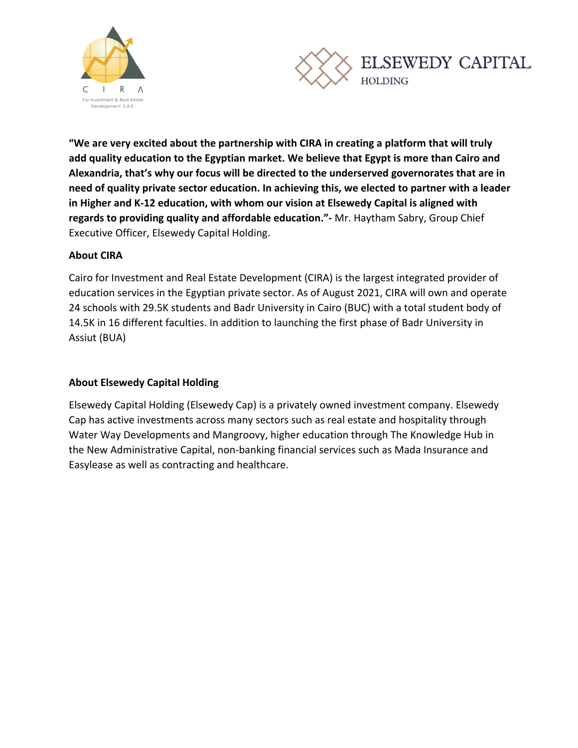**"We are very excited about the partnership with CIRA in creating a platform that will truly add quality education to the Egyptian market. We believe that Egypt is more than Cairo and Alexandria, that's why our focus will be directed to the underserved governorates that are in need of quality private sector education. In achieving this, we elected to partner with a leader in Higher and K-12 education, with whom our vision at Elsewedy Capital is aligned with regards to providing quality and affordable education."-** Mr. Haytham Sabry, Group Chief Executive Officer, Elsewedy Capital Holding.

**About CIRA**

Cairo for Investment and Real Estate Development (CIRA) is the largest integrated provider of education services in the Egyptian private sector. As of August 2021, CIRA will own and operate 24 schools with 29.5K students and Badr University in Cairo (BUC) with a total student body of 14.5K in 16 different faculties. In addition to launching the first phase of Badr University in Assiut (BUA)

**About Elsewedy Capital Holding**

Elsewedy Capital Holding (Elsewedy Cap) is a privately owned investment company. Elsewedy Cap has active investments across many sectors such as real estate and hospitality through Water Way Developments and Mangroovy, higher education through The Knowledge Hub in the New Administrative Capital, non-banking financial services such as Mada Insurance and Easylease as well as contracting and healthcare.